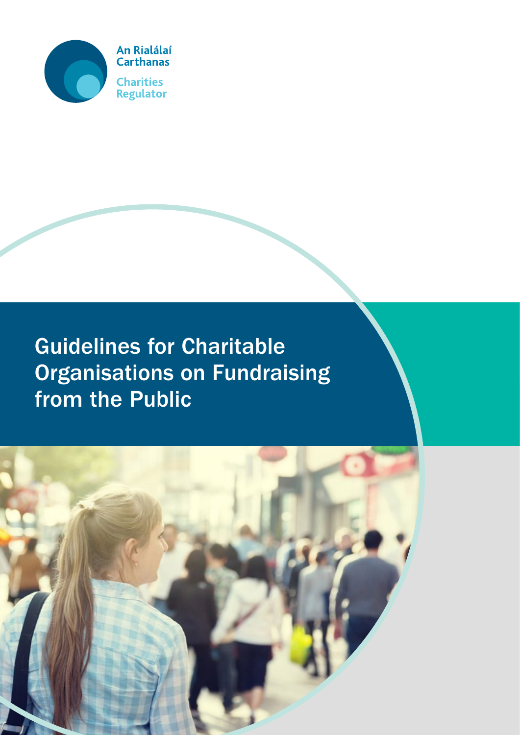An Rialálaí Carthanas

Charities Regulator

# Guidelines for Charitable Organisations on Fundraising from the Public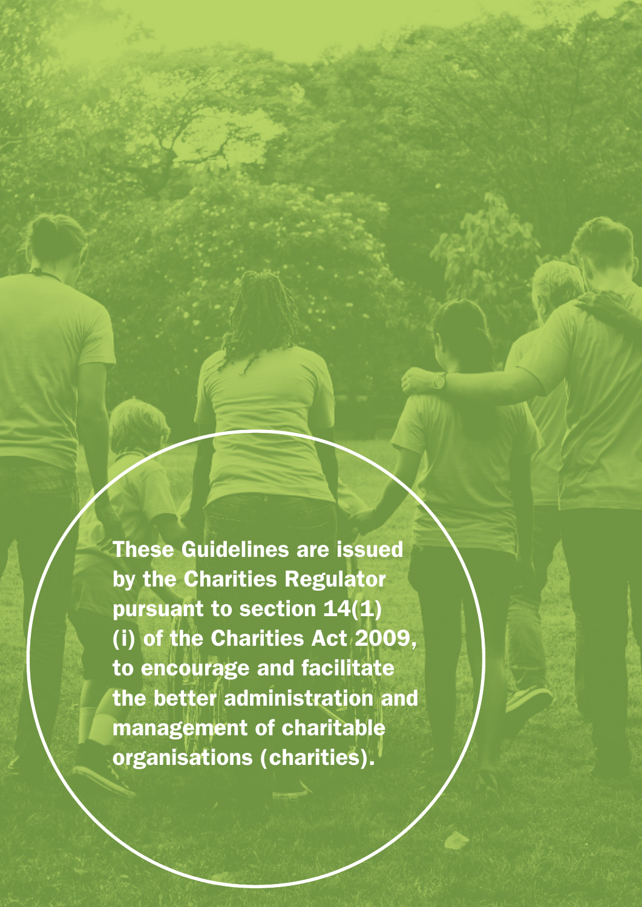**These Guidelines are issued by the Charities Regulator pursuant to section 14(1)(i) of the Charities Act 2009, to encourage and facilitate the better administration and management of charitable organisations (charities).**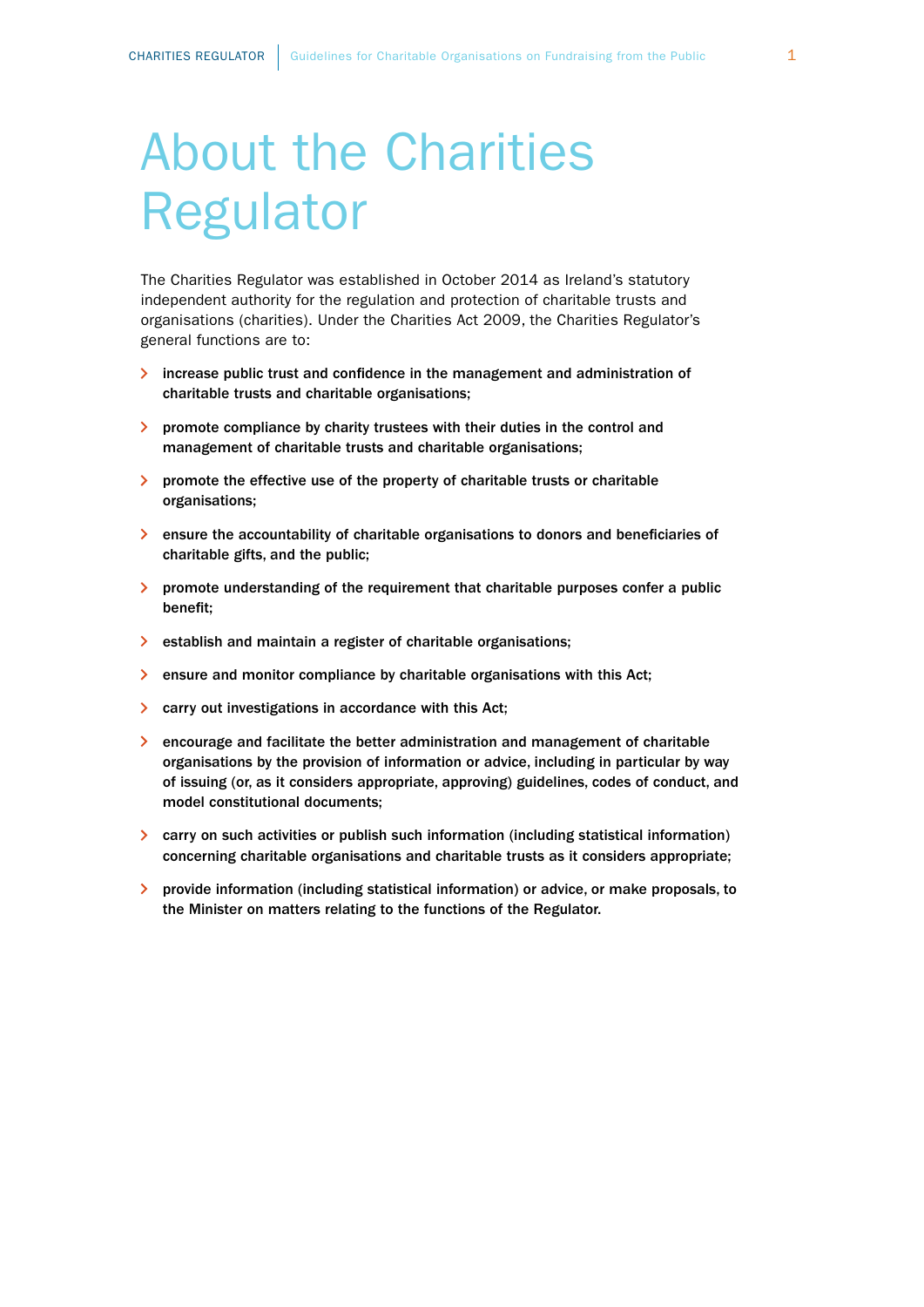# About the Charities Regulator

The Charities Regulator was established in October 2014 as Ireland's statutory independent authority for the regulation and protection of charitable trusts and organisations (charities). Under the Charities Act 2009, the Charities Regulator's general functions are to:

- **increase public trust and confidence in the management and administration of charitable trusts and charitable organisations;**
- **promote compliance by charity trustees with their duties in the control and management of charitable trusts and charitable organisations;**
- **promote the effective use of the property of charitable trusts or charitable organisations;**
- **ensure the accountability of charitable organisations to donors and beneficiaries of charitable gifts, and the public;**
- **promote understanding of the requirement that charitable purposes confer a public benefit;**
- **establish and maintain a register of charitable organisations;**
- **ensure and monitor compliance by charitable organisations with this Act;**
- **carry out investigations in accordance with this Act;**
- **encourage and facilitate the better administration and management of charitable organisations by the provision of information or advice, including in particular by way of issuing (or, as it considers appropriate, approving) guidelines, codes of conduct, and model constitutional documents;**
- **carry on such activities or publish such information (including statistical information) concerning charitable organisations and charitable trusts as it considers appropriate;**
- **provide information (including statistical information) or advice, or make proposals, to the Minister on matters relating to the functions of the Regulator.**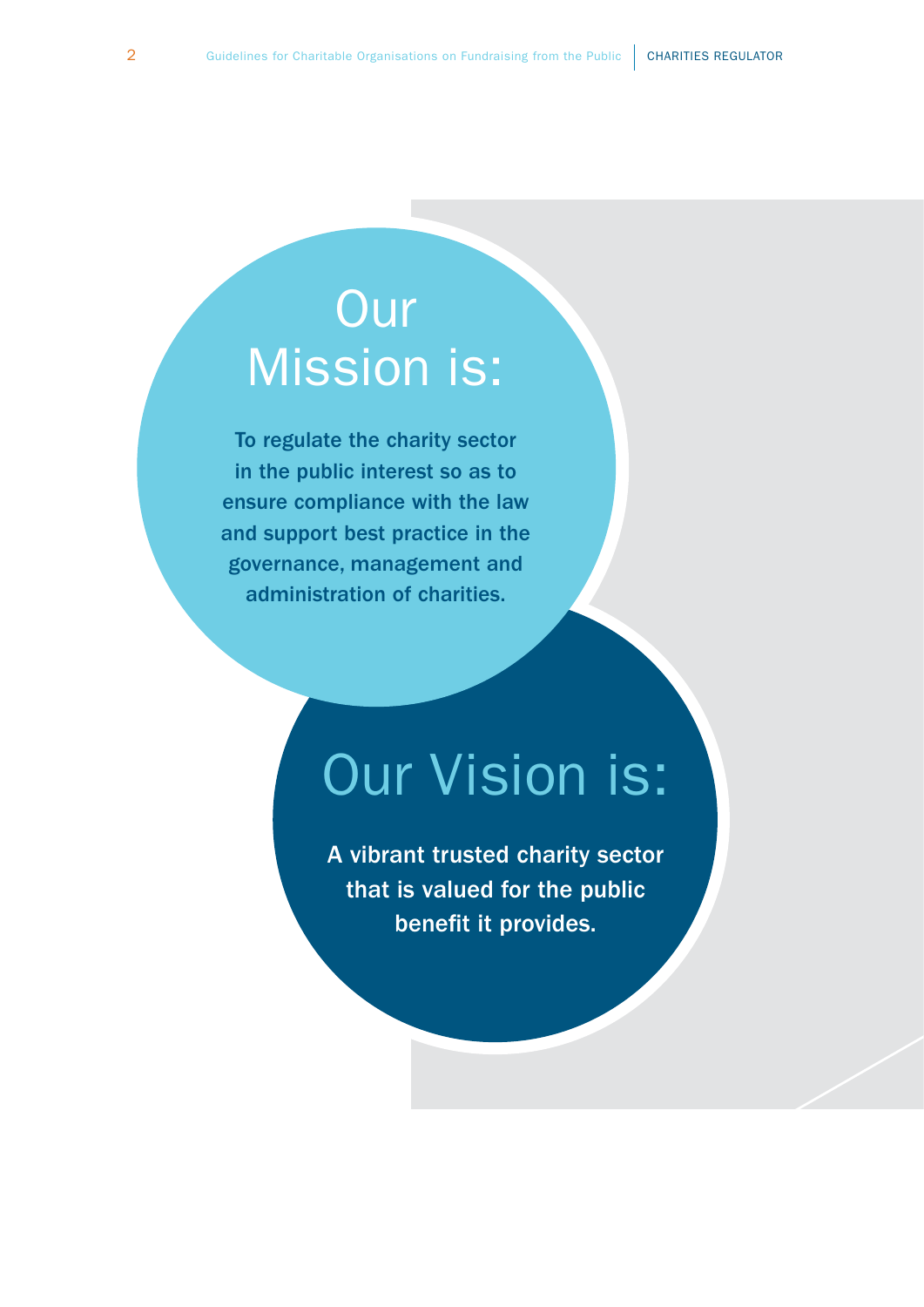# Our Mission is:

**To regulate the charity sector in the public interest so as to ensure compliance with the law and support best practice in the governance, management and administration of charities.**

# Our Vision is:

**A vibrant trusted charity sector that is valued for the public benefit it provides.**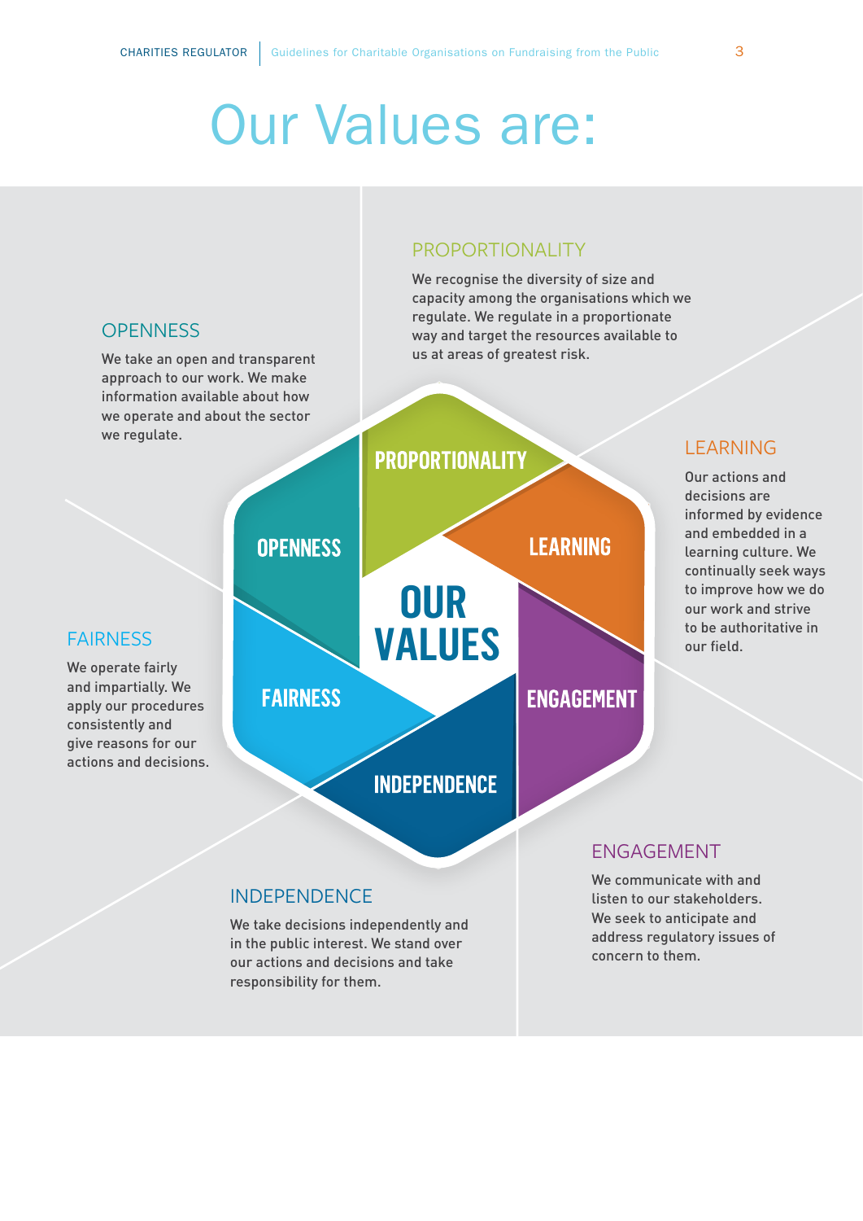# Our Values are:

## PROPORTIONALITY

We recognise the diversity of size and capacity among the organisations which we regulate. We regulate in a proportionate way and target the resources available to us at areas of greatest risk.

## OPENNESS

We take an open and transparent approach to our work. We make information available about how we operate and about the sector we regulate.

## LEARNING

Our actions and decisions are informed by evidence and embedded in a learning culture. We continually seek ways to improve how we do our work and strive to be authoritative in our field.

## FAIRNESS

We operate fairly and impartially. We apply our procedures consistently and give reasons for our actions and decisions.

## ENGAGEMENT

We communicate with and listen to our stakeholders. We seek to anticipate and address regulatory issues of concern to them.

## INDEPENDENCE

We take decisions independently and in the public interest. We stand over our actions and decisions and take responsibility for them.

OUR VALUES

PROPORTIONALITY

LEARNING

ENGAGEMENT

INDEPENDENCE

FAIRNESS

OPENNESS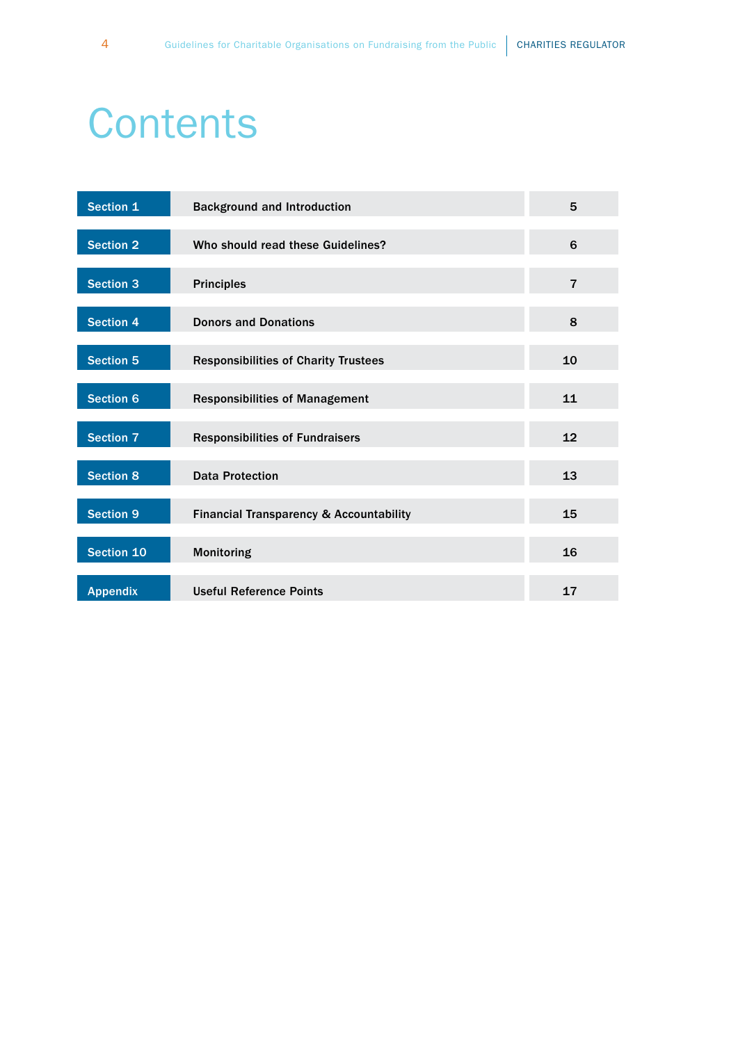# Contents

| | | |
|---|---|---|
| Section 1 | Background and Introduction | 5 |
| Section 2 | Who should read these Guidelines? | 6 |
| Section 3 | Principles | 7 |
| Section 4 | Donors and Donations | 8 |
| Section 5 | Responsibilities of Charity Trustees | 10 |
| Section 6 | Responsibilities of Management | 11 |
| Section 7 | Responsibilities of Fundraisers | 12 |
| Section 8 | Data Protection | 13 |
| Section 9 | Financial Transparency & Accountability | 15 |
| Section 10 | Monitoring | 16 |
| Appendix | Useful Reference Points | 17 |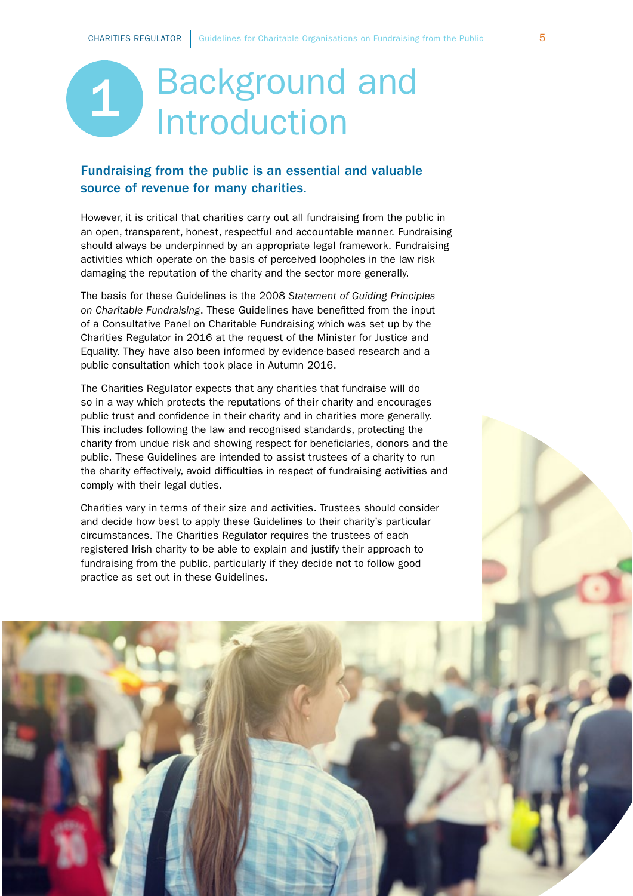# 1 Background and Introduction

**Fundraising from the public is an essential and valuable source of revenue for many charities.**

However, it is critical that charities carry out all fundraising from the public in an open, transparent, honest, respectful and accountable manner. Fundraising should always be underpinned by an appropriate legal framework. Fundraising activities which operate on the basis of perceived loopholes in the law risk damaging the reputation of the charity and the sector more generally.

The basis for these Guidelines is the 2008 *Statement of Guiding Principles on Charitable Fundraising*. These Guidelines have benefitted from the input of a Consultative Panel on Charitable Fundraising which was set up by the Charities Regulator in 2016 at the request of the Minister for Justice and Equality. They have also been informed by evidence-based research and a public consultation which took place in Autumn 2016.

The Charities Regulator expects that any charities that fundraise will do so in a way which protects the reputations of their charity and encourages public trust and confidence in their charity and in charities more generally. This includes following the law and recognised standards, protecting the charity from undue risk and showing respect for beneficiaries, donors and the public. These Guidelines are intended to assist trustees of a charity to run the charity effectively, avoid difficulties in respect of fundraising activities and comply with their legal duties.

Charities vary in terms of their size and activities. Trustees should consider and decide how best to apply these Guidelines to their charity's particular circumstances. The Charities Regulator requires the trustees of each registered Irish charity to be able to explain and justify their approach to fundraising from the public, particularly if they decide not to follow good practice as set out in these Guidelines.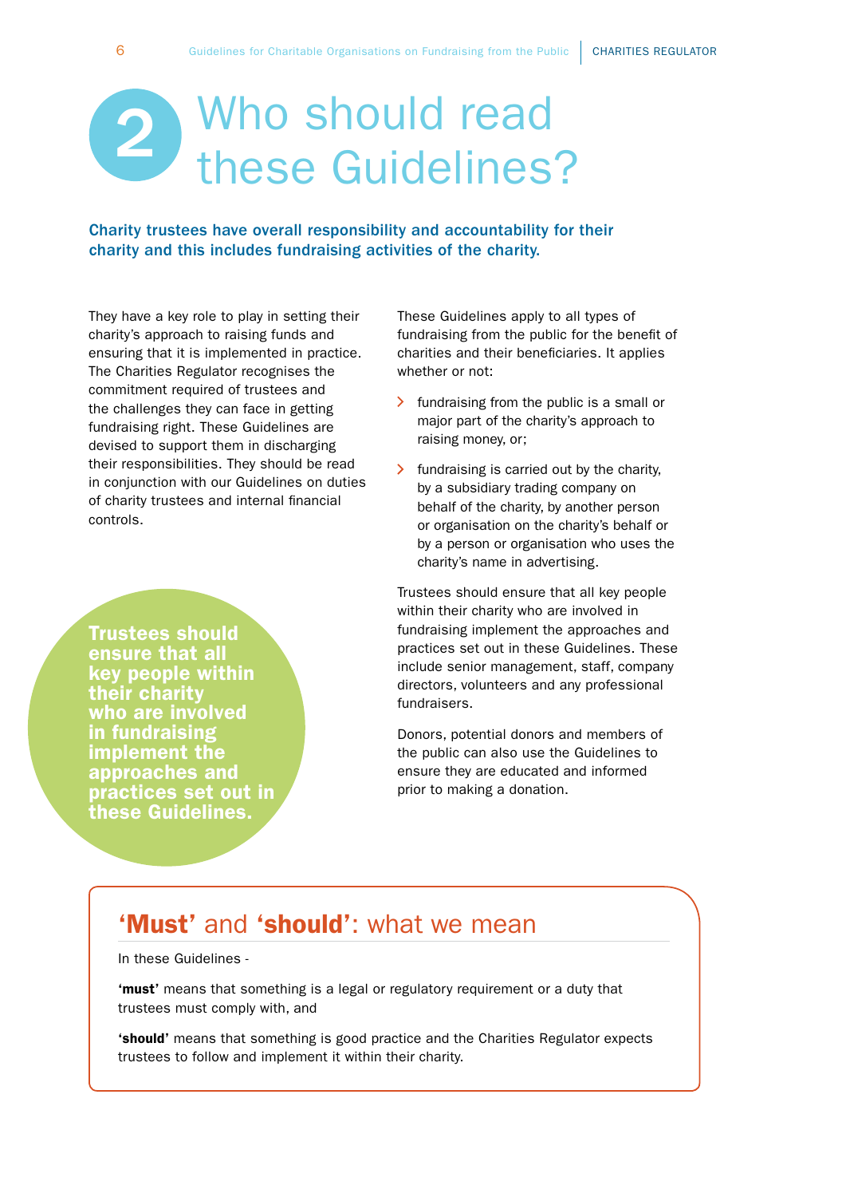# 2 Who should read these Guidelines?

**Charity trustees have overall responsibility and accountability for their charity and this includes fundraising activities of the charity.**

They have a key role to play in setting their charity's approach to raising funds and ensuring that it is implemented in practice. The Charities Regulator recognises the commitment required of trustees and the challenges they can face in getting fundraising right. These Guidelines are devised to support them in discharging their responsibilities. They should be read in conjunction with our Guidelines on duties of charity trustees and internal financial controls.

**Trustees should ensure that all key people within their charity who are involved in fundraising implement the approaches and practices set out in these Guidelines.**

These Guidelines apply to all types of fundraising from the public for the benefit of charities and their beneficiaries. It applies whether or not:

- fundraising from the public is a small or major part of the charity's approach to raising money, or;
- fundraising is carried out by the charity, by a subsidiary trading company on behalf of the charity, by another person or organisation on the charity's behalf or by a person or organisation who uses the charity's name in advertising.

Trustees should ensure that all key people within their charity who are involved in fundraising implement the approaches and practices set out in these Guidelines. These include senior management, staff, company directors, volunteers and any professional fundraisers.

Donors, potential donors and members of the public can also use the Guidelines to ensure they are educated and informed prior to making a donation.

## 'Must' and 'should': what we mean

In these Guidelines -

**'must'** means that something is a legal or regulatory requirement or a duty that trustees must comply with, and

**'should'** means that something is good practice and the Charities Regulator expects trustees to follow and implement it within their charity.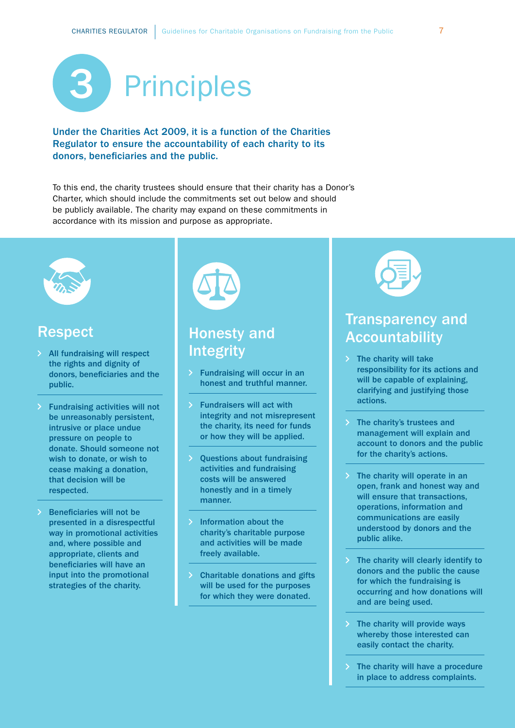# 3 Principles

**Under the Charities Act 2009, it is a function of the Charities Regulator to ensure the accountability of each charity to its donors, beneficiaries and the public.**

To this end, the charity trustees should ensure that their charity has a Donor's Charter, which should include the commitments set out below and should be publicly available. The charity may expand on these commitments in accordance with its mission and purpose as appropriate.

## Respect

- All fundraising will respect the rights and dignity of donors, beneficiaries and the public.
- Fundraising activities will not be unreasonably persistent, intrusive or place undue pressure on people to donate. Should someone not wish to donate, or wish to cease making a donation, that decision will be respected.
- Beneficiaries will not be presented in a disrespectful way in promotional activities and, where possible and appropriate, clients and beneficiaries will have an input into the promotional strategies of the charity.

## Honesty and Integrity

- Fundraising will occur in an honest and truthful manner.
- Fundraisers will act with integrity and not misrepresent the charity, its need for funds or how they will be applied.
- Questions about fundraising activities and fundraising costs will be answered honestly and in a timely manner.
- Information about the charity's charitable purpose and activities will be made freely available.
- Charitable donations and gifts will be used for the purposes for which they were donated.

## Transparency and Accountability

- The charity will take responsibility for its actions and will be capable of explaining, clarifying and justifying those actions.
- The charity's trustees and management will explain and account to donors and the public for the charity's actions.
- The charity will operate in an open, frank and honest way and will ensure that transactions, operations, information and communications are easily understood by donors and the public alike.
- The charity will clearly identify to donors and the public the cause for which the fundraising is occurring and how donations will and are being used.
- The charity will provide ways whereby those interested can easily contact the charity.
- The charity will have a procedure in place to address complaints.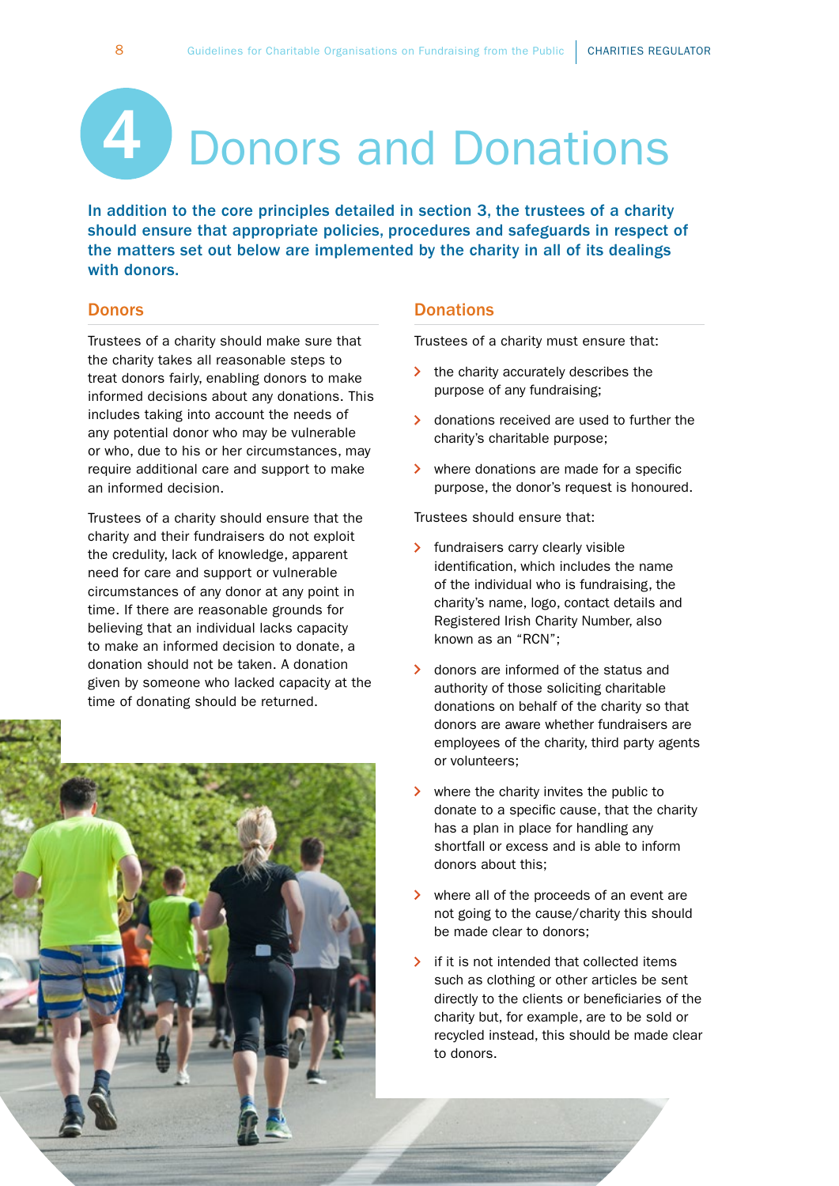# 4 Donors and Donations

**In addition to the core principles detailed in section 3, the trustees of a charity should ensure that appropriate policies, procedures and safeguards in respect of the matters set out below are implemented by the charity in all of its dealings with donors.**

## Donors

Trustees of a charity should make sure that the charity takes all reasonable steps to treat donors fairly, enabling donors to make informed decisions about any donations. This includes taking into account the needs of any potential donor who may be vulnerable or who, due to his or her circumstances, may require additional care and support to make an informed decision.

Trustees of a charity should ensure that the charity and their fundraisers do not exploit the credulity, lack of knowledge, apparent need for care and support or vulnerable circumstances of any donor at any point in time. If there are reasonable grounds for believing that an individual lacks capacity to make an informed decision to donate, a donation should not be taken. A donation given by someone who lacked capacity at the time of donating should be returned.

## Donations

Trustees of a charity must ensure that:

- the charity accurately describes the purpose of any fundraising;
- donations received are used to further the charity's charitable purpose;
- where donations are made for a specific purpose, the donor's request is honoured.

Trustees should ensure that:

- fundraisers carry clearly visible identification, which includes the name of the individual who is fundraising, the charity's name, logo, contact details and Registered Irish Charity Number, also known as an "RCN";
- donors are informed of the status and authority of those soliciting charitable donations on behalf of the charity so that donors are aware whether fundraisers are employees of the charity, third party agents or volunteers;
- where the charity invites the public to donate to a specific cause, that the charity has a plan in place for handling any shortfall or excess and is able to inform donors about this;
- where all of the proceeds of an event are not going to the cause/charity this should be made clear to donors;
- if it is not intended that collected items such as clothing or other articles be sent directly to the clients or beneficiaries of the charity but, for example, are to be sold or recycled instead, this should be made clear to donors.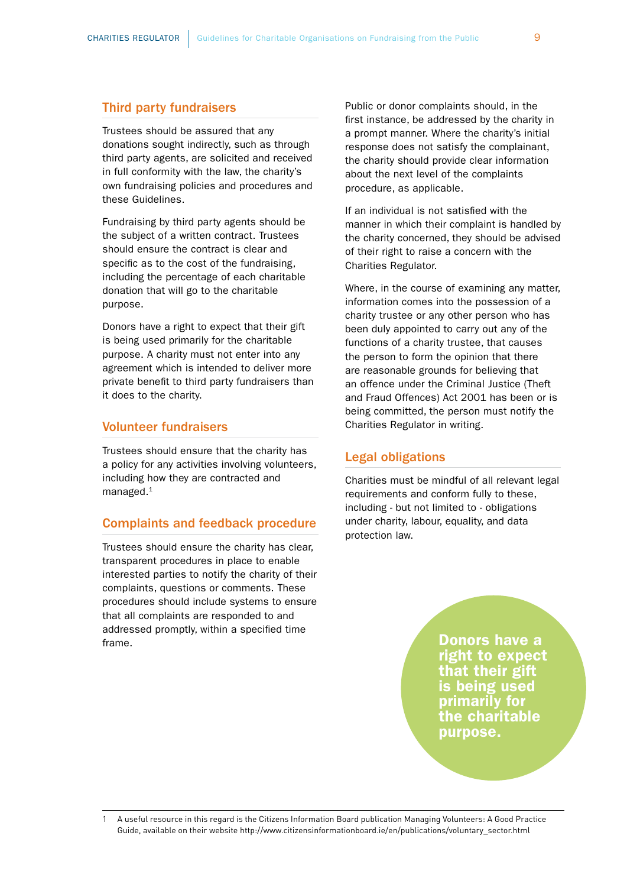## Third party fundraisers

Trustees should be assured that any donations sought indirectly, such as through third party agents, are solicited and received in full conformity with the law, the charity's own fundraising policies and procedures and these Guidelines.

Fundraising by third party agents should be the subject of a written contract. Trustees should ensure the contract is clear and specific as to the cost of the fundraising, including the percentage of each charitable donation that will go to the charitable purpose.

Donors have a right to expect that their gift is being used primarily for the charitable purpose. A charity must not enter into any agreement which is intended to deliver more private benefit to third party fundraisers than it does to the charity.

## Volunteer fundraisers

Trustees should ensure that the charity has a policy for any activities involving volunteers, including how they are contracted and managed.[1]

## Complaints and feedback procedure

Trustees should ensure the charity has clear, transparent procedures in place to enable interested parties to notify the charity of their complaints, questions or comments. These procedures should include systems to ensure that all complaints are responded to and addressed promptly, within a specified time frame.

Public or donor complaints should, in the first instance, be addressed by the charity in a prompt manner. Where the charity's initial response does not satisfy the complainant, the charity should provide clear information about the next level of the complaints procedure, as applicable.

If an individual is not satisfied with the manner in which their complaint is handled by the charity concerned, they should be advised of their right to raise a concern with the Charities Regulator.

Where, in the course of examining any matter, information comes into the possession of a charity trustee or any other person who has been duly appointed to carry out any of the functions of a charity trustee, that causes the person to form the opinion that there are reasonable grounds for believing that an offence under the Criminal Justice (Theft and Fraud Offences) Act 2001 has been or is being committed, the person must notify the Charities Regulator in writing.

## Legal obligations

Charities must be mindful of all relevant legal requirements and conform fully to these, including - but not limited to - obligations under charity, labour, equality, and data protection law.

**Donors have a right to expect that their gift is being used primarily for the charitable purpose.**

1 A useful resource in this regard is the Citizens Information Board publication Managing Volunteers: A Good Practice Guide, available on their website http://www.citizensinformationboard.ie/en/publications/voluntary_sector.html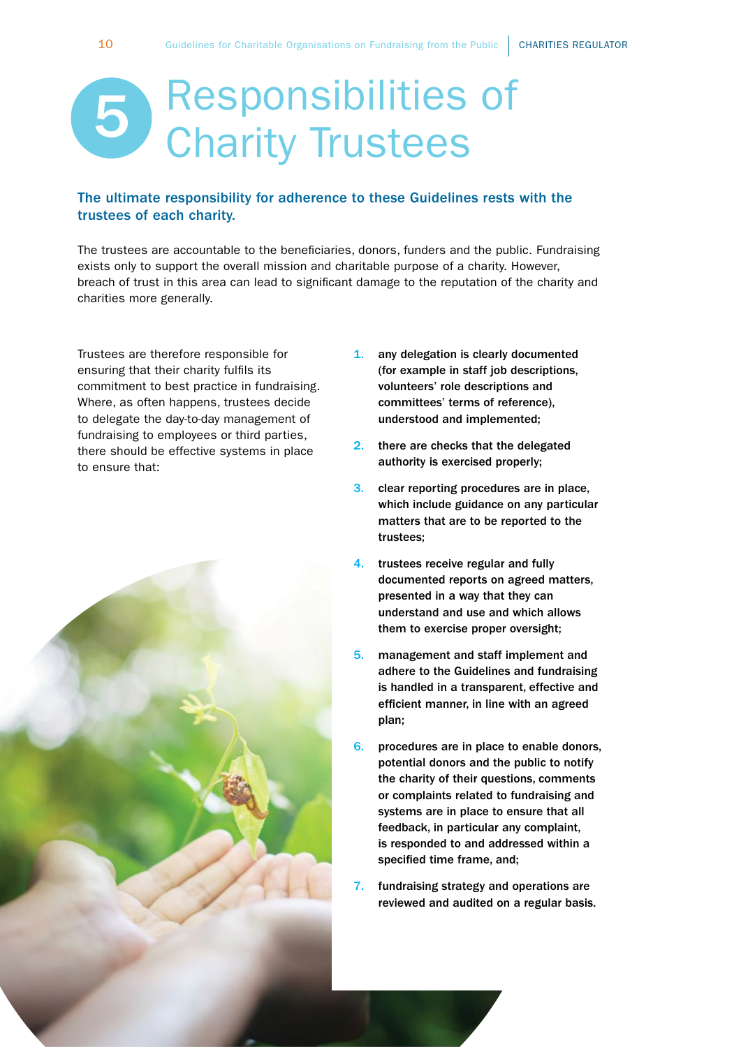# 5 Responsibilities of Charity Trustees

**The ultimate responsibility for adherence to these Guidelines rests with the trustees of each charity.**

The trustees are accountable to the beneficiaries, donors, funders and the public. Fundraising exists only to support the overall mission and charitable purpose of a charity. However, breach of trust in this area can lead to significant damage to the reputation of the charity and charities more generally.

Trustees are therefore responsible for ensuring that their charity fulfils its commitment to best practice in fundraising. Where, as often happens, trustees decide to delegate the day-to-day management of fundraising to employees or third parties, there should be effective systems in place to ensure that:

1. **any delegation is clearly documented (for example in staff job descriptions, volunteers' role descriptions and committees' terms of reference), understood and implemented;**
2. **there are checks that the delegated authority is exercised properly;**
3. **clear reporting procedures are in place, which include guidance on any particular matters that are to be reported to the trustees;**
4. **trustees receive regular and fully documented reports on agreed matters, presented in a way that they can understand and use and which allows them to exercise proper oversight;**
5. **management and staff implement and adhere to the Guidelines and fundraising is handled in a transparent, effective and efficient manner, in line with an agreed plan;**
6. **procedures are in place to enable donors, potential donors and the public to notify the charity of their questions, comments or complaints related to fundraising and systems are in place to ensure that all feedback, in particular any complaint, is responded to and addressed within a specified time frame, and;**
7. **fundraising strategy and operations are reviewed and audited on a regular basis.**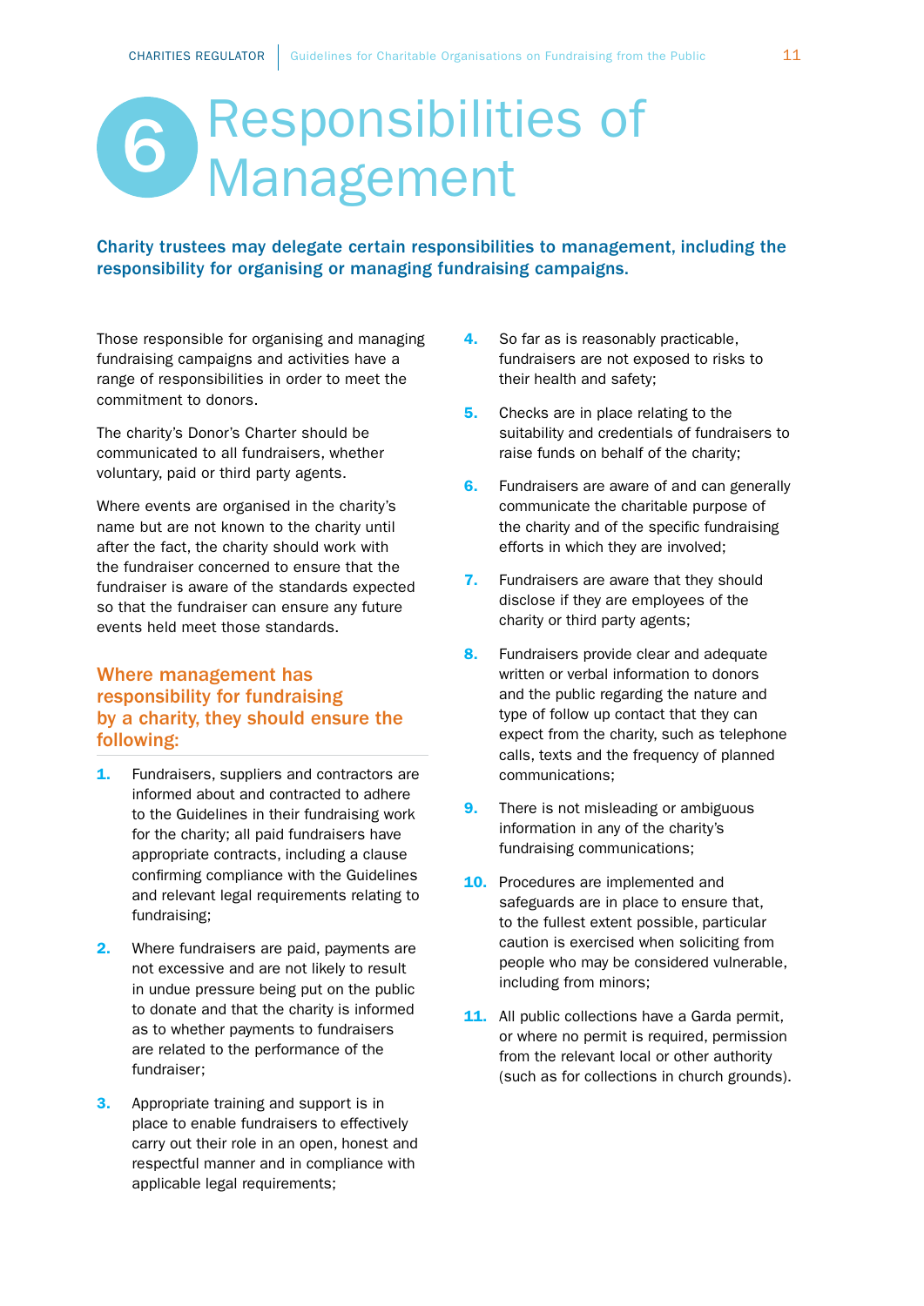# 6 Responsibilities of Management

**Charity trustees may delegate certain responsibilities to management, including the responsibility for organising or managing fundraising campaigns.**

Those responsible for organising and managing fundraising campaigns and activities have a range of responsibilities in order to meet the commitment to donors.

The charity's Donor's Charter should be communicated to all fundraisers, whether voluntary, paid or third party agents.

Where events are organised in the charity's name but are not known to the charity until after the fact, the charity should work with the fundraiser concerned to ensure that the fundraiser is aware of the standards expected so that the fundraiser can ensure any future events held meet those standards.

### Where management has responsibility for fundraising by a charity, they should ensure the following:

1. Fundraisers, suppliers and contractors are informed about and contracted to adhere to the Guidelines in their fundraising work for the charity; all paid fundraisers have appropriate contracts, including a clause confirming compliance with the Guidelines and relevant legal requirements relating to fundraising;
2. Where fundraisers are paid, payments are not excessive and are not likely to result in undue pressure being put on the public to donate and that the charity is informed as to whether payments to fundraisers are related to the performance of the fundraiser;
3. Appropriate training and support is in place to enable fundraisers to effectively carry out their role in an open, honest and respectful manner and in compliance with applicable legal requirements;
4. So far as is reasonably practicable, fundraisers are not exposed to risks to their health and safety;
5. Checks are in place relating to the suitability and credentials of fundraisers to raise funds on behalf of the charity;
6. Fundraisers are aware of and can generally communicate the charitable purpose of the charity and of the specific fundraising efforts in which they are involved;
7. Fundraisers are aware that they should disclose if they are employees of the charity or third party agents;
8. Fundraisers provide clear and adequate written or verbal information to donors and the public regarding the nature and type of follow up contact that they can expect from the charity, such as telephone calls, texts and the frequency of planned communications;
9. There is not misleading or ambiguous information in any of the charity's fundraising communications;
10. Procedures are implemented and safeguards are in place to ensure that, to the fullest extent possible, particular caution is exercised when soliciting from people who may be considered vulnerable, including from minors;
11. All public collections have a Garda permit, or where no permit is required, permission from the relevant local or other authority (such as for collections in church grounds).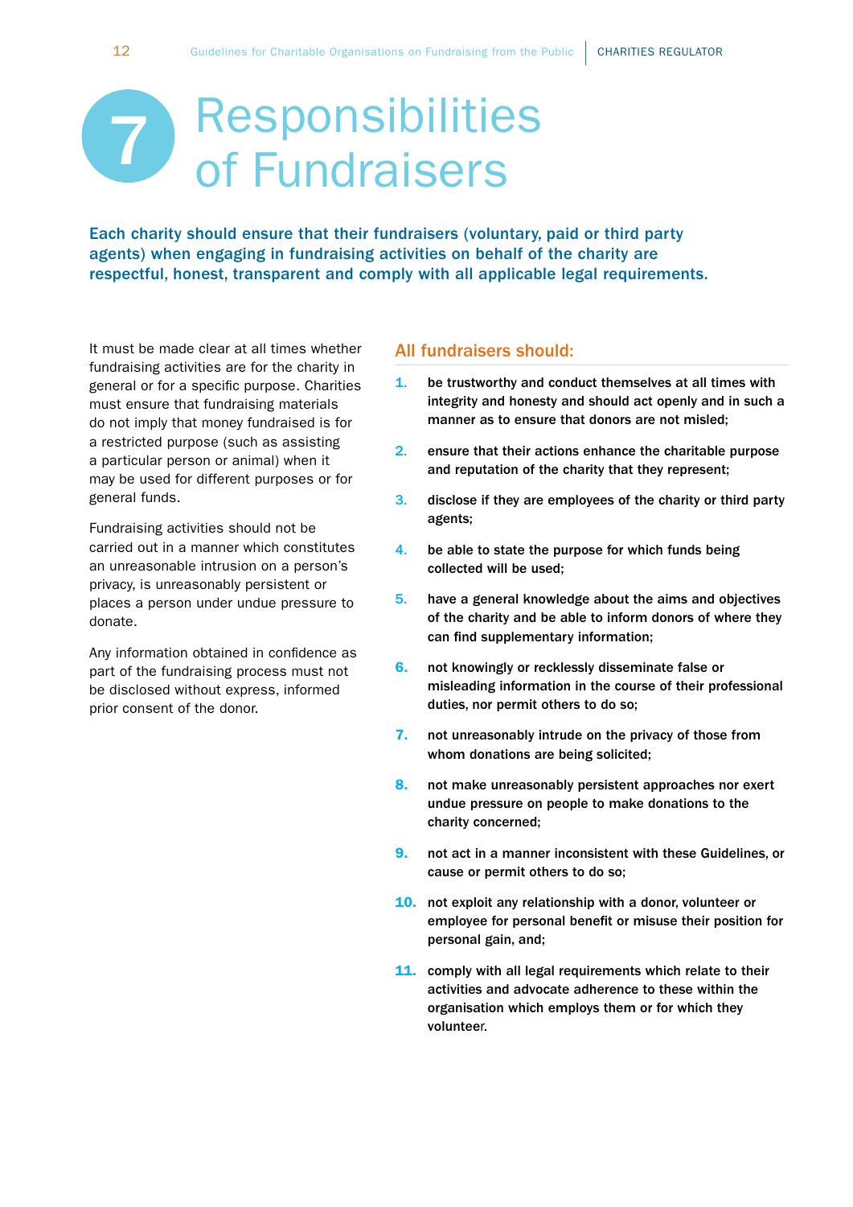# 7 Responsibilities of Fundraisers

**Each charity should ensure that their fundraisers (voluntary, paid or third party agents) when engaging in fundraising activities on behalf of the charity are respectful, honest, transparent and comply with all applicable legal requirements.**

It must be made clear at all times whether fundraising activities are for the charity in general or for a specific purpose. Charities must ensure that fundraising materials do not imply that money fundraised is for a restricted purpose (such as assisting a particular person or animal) when it may be used for different purposes or for general funds.

Fundraising activities should not be carried out in a manner which constitutes an unreasonable intrusion on a person's privacy, is unreasonably persistent or places a person under undue pressure to donate.

Any information obtained in confidence as part of the fundraising process must not be disclosed without express, informed prior consent of the donor.

## All fundraisers should:

1. **be trustworthy and conduct themselves at all times with integrity and honesty and should act openly and in such a manner as to ensure that donors are not misled;**
2. **ensure that their actions enhance the charitable purpose and reputation of the charity that they represent;**
3. **disclose if they are employees of the charity or third party agents;**
4. **be able to state the purpose for which funds being collected will be used;**
5. **have a general knowledge about the aims and objectives of the charity and be able to inform donors of where they can find supplementary information;**
6. **not knowingly or recklessly disseminate false or misleading information in the course of their professional duties, nor permit others to do so;**
7. **not unreasonably intrude on the privacy of those from whom donations are being solicited;**
8. **not make unreasonably persistent approaches nor exert undue pressure on people to make donations to the charity concerned;**
9. **not act in a manner inconsistent with these Guidelines, or cause or permit others to do so;**
10. **not exploit any relationship with a donor, volunteer or employee for personal benefit or misuse their position for personal gain, and;**
11. **comply with all legal requirements which relate to their activities and advocate adherence to these within the organisation which employs them or for which they volunteer.**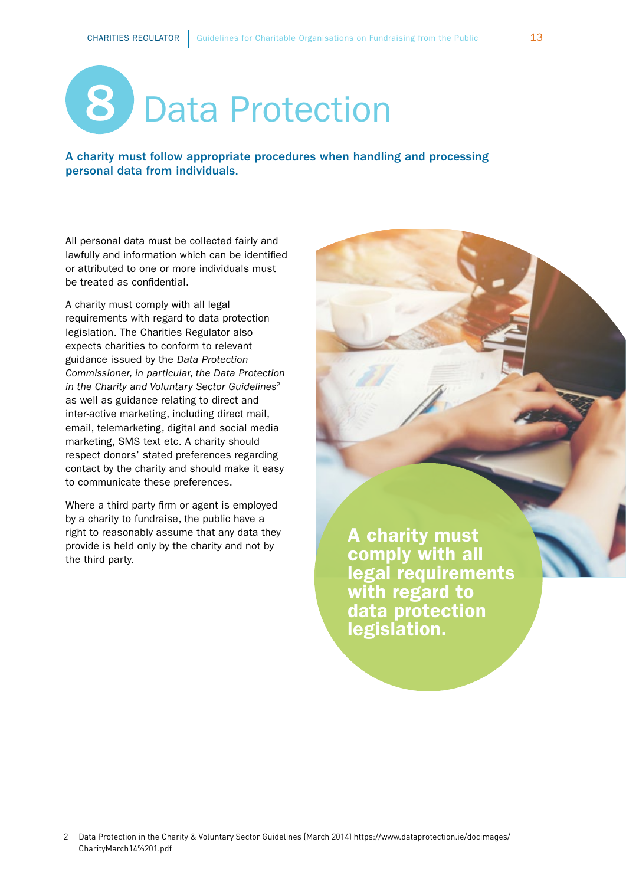# 8 Data Protection

**A charity must follow appropriate procedures when handling and processing personal data from individuals.**

All personal data must be collected fairly and lawfully and information which can be identified or attributed to one or more individuals must be treated as confidential.

A charity must comply with all legal requirements with regard to data protection legislation. The Charities Regulator also expects charities to conform to relevant guidance issued by the *Data Protection Commissioner, in particular, the Data Protection in the Charity and Voluntary Sector Guidelines*[2] as well as guidance relating to direct and inter-active marketing, including direct mail, email, telemarketing, digital and social media marketing, SMS text etc. A charity should respect donors' stated preferences regarding contact by the charity and should make it easy to communicate these preferences.

Where a third party firm or agent is employed by a charity to fundraise, the public have a right to reasonably assume that any data they provide is held only by the charity and not by the third party.

**A charity must comply with all legal requirements with regard to data protection legislation.**

2 Data Protection in the Charity & Voluntary Sector Guidelines (March 2014) https://www.dataprotection.ie/docimages/CharityMarch14%201.pdf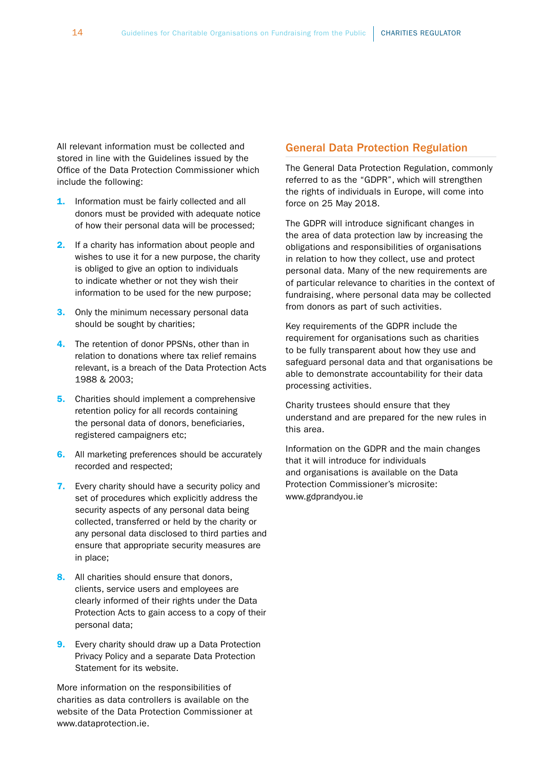All relevant information must be collected and stored in line with the Guidelines issued by the Office of the Data Protection Commissioner which include the following:

1. Information must be fairly collected and all donors must be provided with adequate notice of how their personal data will be processed;
2. If a charity has information about people and wishes to use it for a new purpose, the charity is obliged to give an option to individuals to indicate whether or not they wish their information to be used for the new purpose;
3. Only the minimum necessary personal data should be sought by charities;
4. The retention of donor PPSNs, other than in relation to donations where tax relief remains relevant, is a breach of the Data Protection Acts 1988 & 2003;
5. Charities should implement a comprehensive retention policy for all records containing the personal data of donors, beneficiaries, registered campaigners etc;
6. All marketing preferences should be accurately recorded and respected;
7. Every charity should have a security policy and set of procedures which explicitly address the security aspects of any personal data being collected, transferred or held by the charity or any personal data disclosed to third parties and ensure that appropriate security measures are in place;
8. All charities should ensure that donors, clients, service users and employees are clearly informed of their rights under the Data Protection Acts to gain access to a copy of their personal data;
9. Every charity should draw up a Data Protection Privacy Policy and a separate Data Protection Statement for its website.

More information on the responsibilities of charities as data controllers is available on the website of the Data Protection Commissioner at www.dataprotection.ie.

## General Data Protection Regulation

The General Data Protection Regulation, commonly referred to as the “GDPR”, which will strengthen the rights of individuals in Europe, will come into force on 25 May 2018.

The GDPR will introduce significant changes in the area of data protection law by increasing the obligations and responsibilities of organisations in relation to how they collect, use and protect personal data. Many of the new requirements are of particular relevance to charities in the context of fundraising, where personal data may be collected from donors as part of such activities.

Key requirements of the GDPR include the requirement for organisations such as charities to be fully transparent about how they use and safeguard personal data and that organisations be able to demonstrate accountability for their data processing activities.

Charity trustees should ensure that they understand and are prepared for the new rules in this area.

Information on the GDPR and the main changes that it will introduce for individuals and organisations is available on the Data Protection Commissioner’s microsite: www.gdprandyou.ie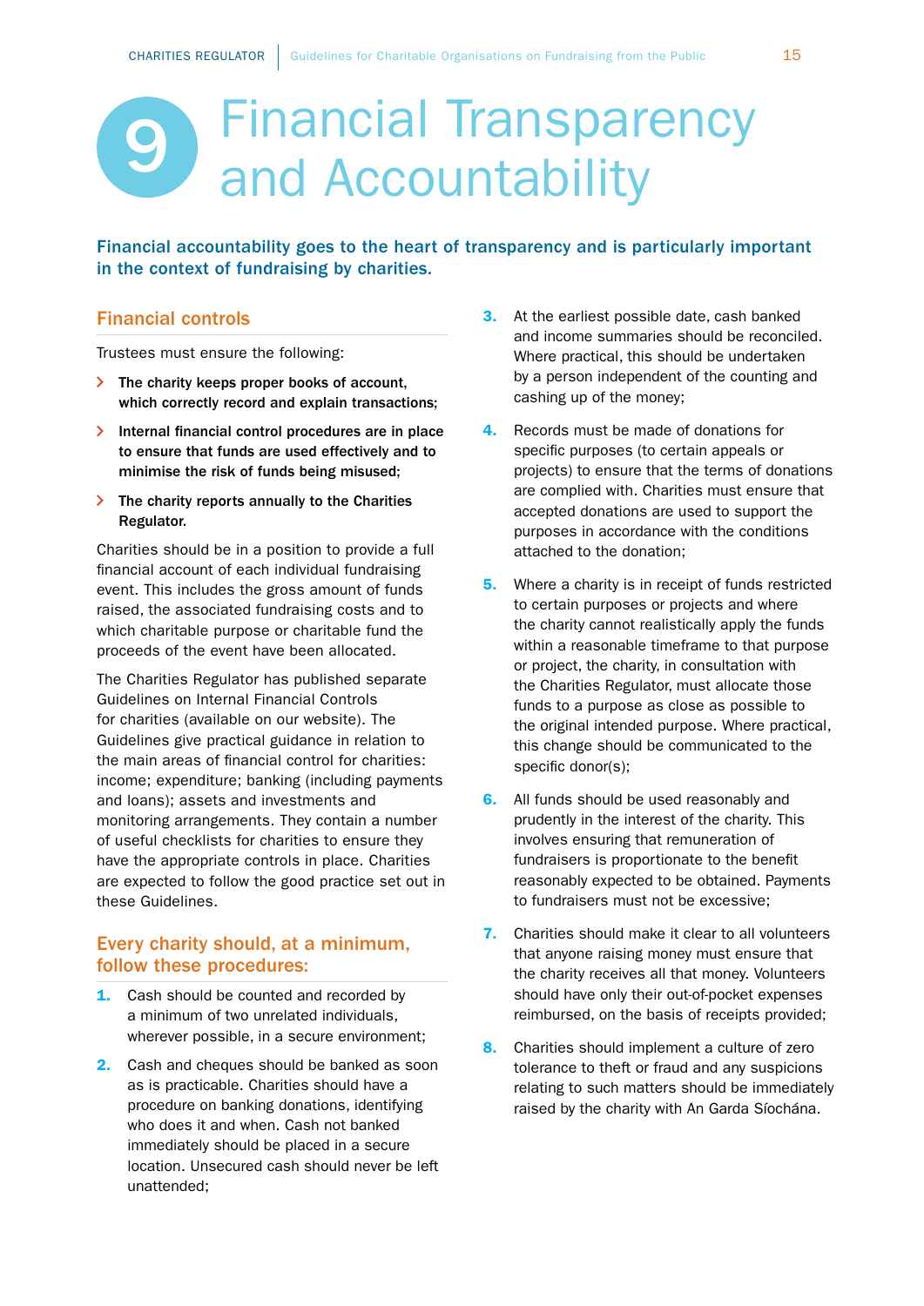# 9 Financial Transparency and Accountability

**Financial accountability goes to the heart of transparency and is particularly important in the context of fundraising by charities.**

## Financial controls

Trustees must ensure the following:

- **The charity keeps proper books of account, which correctly record and explain transactions;**
- **Internal financial control procedures are in place to ensure that funds are used effectively and to minimise the risk of funds being misused;**
- **The charity reports annually to the Charities Regulator.**

Charities should be in a position to provide a full financial account of each individual fundraising event. This includes the gross amount of funds raised, the associated fundraising costs and to which charitable purpose or charitable fund the proceeds of the event have been allocated.

The Charities Regulator has published separate Guidelines on Internal Financial Controls for charities (available on our website). The Guidelines give practical guidance in relation to the main areas of financial control for charities: income; expenditure; banking (including payments and loans); assets and investments and monitoring arrangements. They contain a number of useful checklists for charities to ensure they have the appropriate controls in place. Charities are expected to follow the good practice set out in these Guidelines.

## Every charity should, at a minimum, follow these procedures:

1. Cash should be counted and recorded by a minimum of two unrelated individuals, wherever possible, in a secure environment;
2. Cash and cheques should be banked as soon as is practicable. Charities should have a procedure on banking donations, identifying who does it and when. Cash not banked immediately should be placed in a secure location. Unsecured cash should never be left unattended;
3. At the earliest possible date, cash banked and income summaries should be reconciled. Where practical, this should be undertaken by a person independent of the counting and cashing up of the money;
4. Records must be made of donations for specific purposes (to certain appeals or projects) to ensure that the terms of donations are complied with. Charities must ensure that accepted donations are used to support the purposes in accordance with the conditions attached to the donation;
5. Where a charity is in receipt of funds restricted to certain purposes or projects and where the charity cannot realistically apply the funds within a reasonable timeframe to that purpose or project, the charity, in consultation with the Charities Regulator, must allocate those funds to a purpose as close as possible to the original intended purpose. Where practical, this change should be communicated to the specific donor(s);
6. All funds should be used reasonably and prudently in the interest of the charity. This involves ensuring that remuneration of fundraisers is proportionate to the benefit reasonably expected to be obtained. Payments to fundraisers must not be excessive;
7. Charities should make it clear to all volunteers that anyone raising money must ensure that the charity receives all that money. Volunteers should have only their out-of-pocket expenses reimbursed, on the basis of receipts provided;
8. Charities should implement a culture of zero tolerance to theft or fraud and any suspicions relating to such matters should be immediately raised by the charity with An Garda Síochána.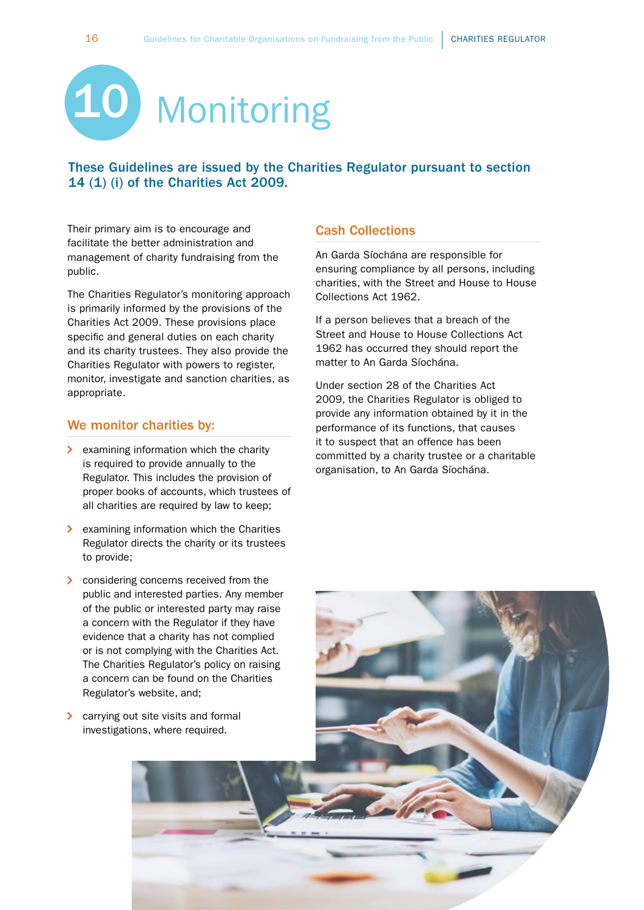# 10 Monitoring

**These Guidelines are issued by the Charities Regulator pursuant to section 14 (1) (i) of the Charities Act 2009.**

Their primary aim is to encourage and facilitate the better administration and management of charity fundraising from the public.

The Charities Regulator's monitoring approach is primarily informed by the provisions of the Charities Act 2009. These provisions place specific and general duties on each charity and its charity trustees. They also provide the Charities Regulator with powers to register, monitor, investigate and sanction charities, as appropriate.

## We monitor charities by:

- examining information which the charity is required to provide annually to the Regulator. This includes the provision of proper books of accounts, which trustees of all charities are required by law to keep;
- examining information which the Charities Regulator directs the charity or its trustees to provide;
- considering concerns received from the public and interested parties. Any member of the public or interested party may raise a concern with the Regulator if they have evidence that a charity has not complied or is not complying with the Charities Act. The Charities Regulator's policy on raising a concern can be found on the Charities Regulator's website, and;
- carrying out site visits and formal investigations, where required.

## Cash Collections

An Garda Síochána are responsible for ensuring compliance by all persons, including charities, with the Street and House to House Collections Act 1962.

If a person believes that a breach of the Street and House to House Collections Act 1962 has occurred they should report the matter to An Garda Síochána.

Under section 28 of the Charities Act 2009, the Charities Regulator is obliged to provide any information obtained by it in the performance of its functions, that causes it to suspect that an offence has been committed by a charity trustee or a charitable organisation, to An Garda Síochána.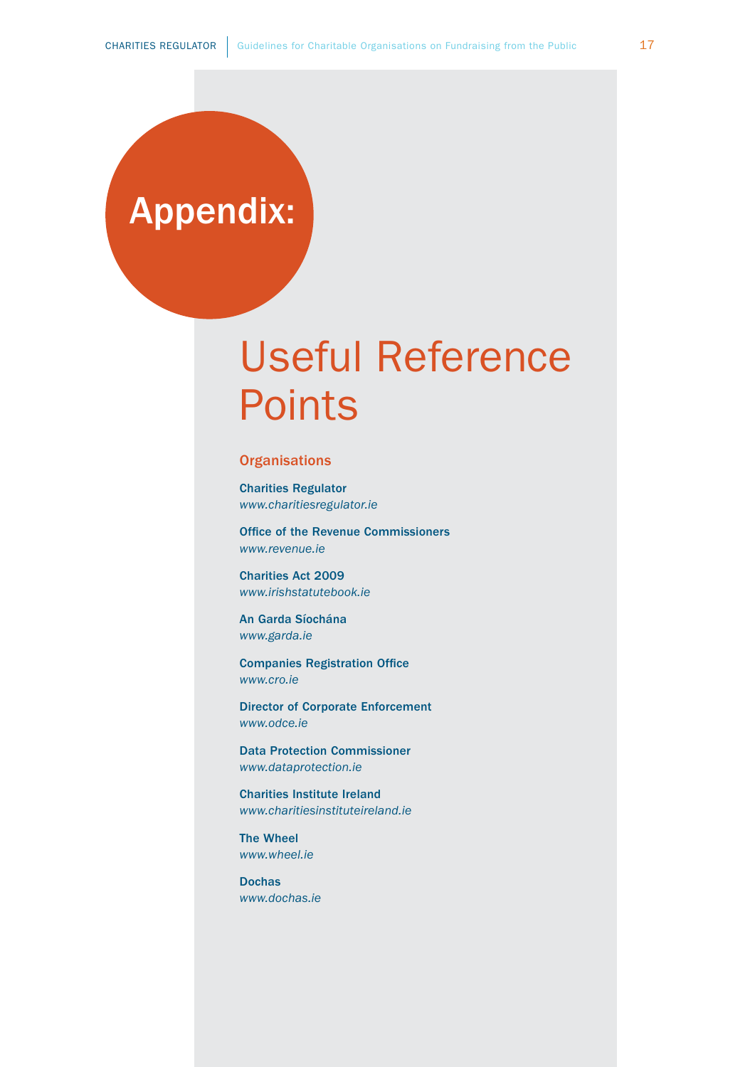# Appendix:

## Useful Reference Points

### Organisations

**Charities Regulator**
*www.charitiesregulator.ie*

**Office of the Revenue Commissioners**
*www.revenue.ie*

**Charities Act 2009**
*www.irishstatutebook.ie*

**An Garda Síochána**
*www.garda.ie*

**Companies Registration Office**
*www.cro.ie*

**Director of Corporate Enforcement**
*www.odce.ie*

**Data Protection Commissioner**
*www.dataprotection.ie*

**Charities Institute Ireland**
*www.charitiesinstituteireland.ie*

**The Wheel**
*www.wheel.ie*

**Dochas**
*www.dochas.ie*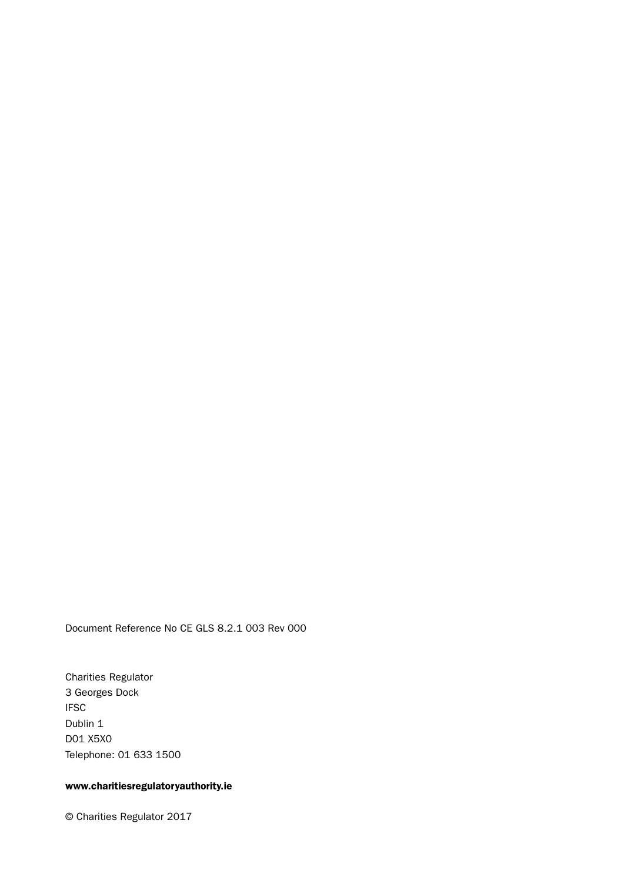Document Reference No CE GLS 8.2.1 003 Rev 000

Charities Regulator
3 Georges Dock
IFSC
Dublin 1
D01 X5X0
Telephone: 01 633 1500

**www.charitiesregulatoryauthority.ie**

© Charities Regulator 2017